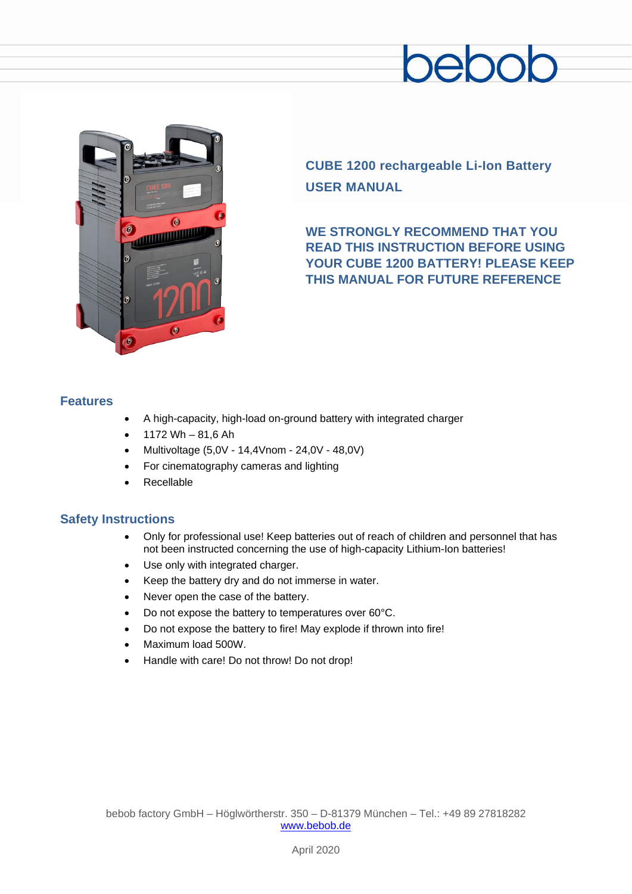bebob

# CUBE 1200 rechargeable Li-Ion Battery

# USER MANUAL

**WE STRONGLY RECOMMEND THAT YOU READ THIS INSTRUCTION BEFORE USING YOUR CUBE 1200 BATTERY! PLEASE KEEP THIS MANUAL FOR FUTURE REFERENCE**

## Features

- A high-capacity, high-load on-ground battery with integrated charger
- 1172 Wh – 81,6 Ah
- Multivoltage (5,0V - 14,4Vnom - 24,0V - 48,0V)
- For cinematography cameras and lighting
- Recellable

## Safety Instructions

- Only for professional use! Keep batteries out of reach of children and personnel that has not been instructed concerning the use of high-capacity Lithium-Ion batteries!
- Use only with integrated charger.
- Keep the battery dry and do not immerse in water.
- Never open the case of the battery.
- Do not expose the battery to temperatures over 60°C.
- Do not expose the battery to fire! May explode if thrown into fire!
- Maximum load 500W.
- Handle with care! Do not throw! Do not drop!

bebob factory GmbH – Höglwörtherstr. 350 – D-81379 München – Tel.: +49 89 27818282
www.bebob.de

April 2020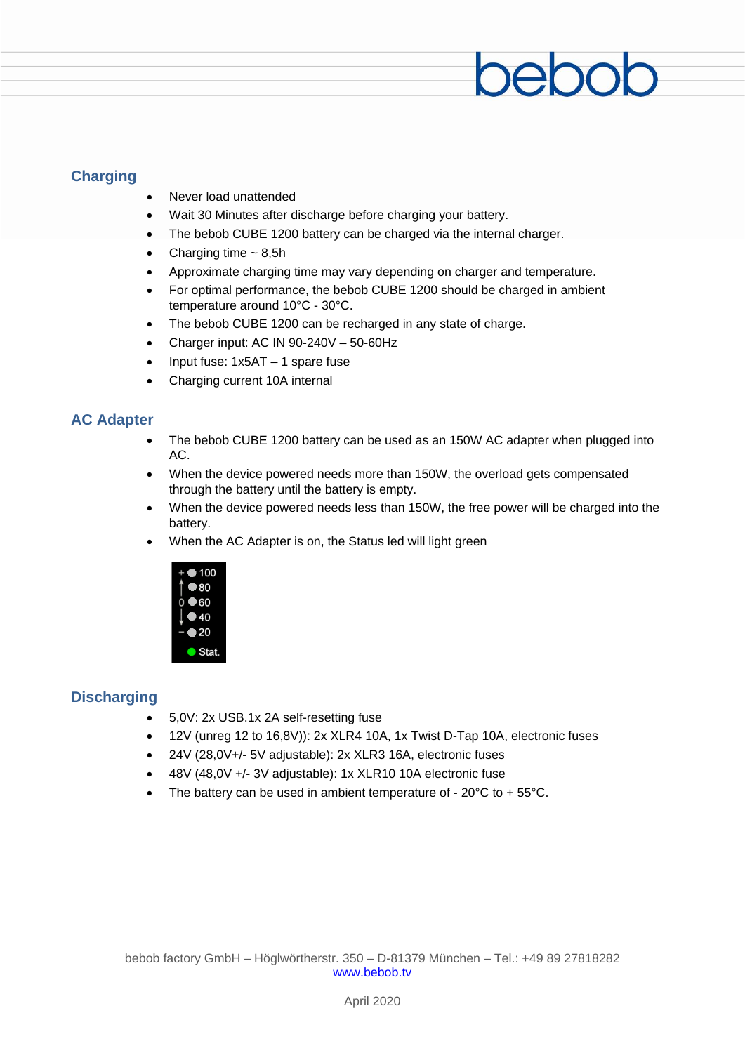## Charging

- Never load unattended
- Wait 30 Minutes after discharge before charging your battery.
- The bebob CUBE 1200 battery can be charged via the internal charger.
- Charging time ~ 8,5h
- Approximate charging time may vary depending on charger and temperature.
- For optimal performance, the bebob CUBE 1200 should be charged in ambient temperature around 10°C - 30°C.
- The bebob CUBE 1200 can be recharged in any state of charge.
- Charger input: AC IN 90-240V – 50-60Hz
- Input fuse: 1x5AT – 1 spare fuse
- Charging current 10A internal

## AC Adapter

- The bebob CUBE 1200 battery can be used as an 150W AC adapter when plugged into AC.
- When the device powered needs more than 150W, the overload gets compensated through the battery until the battery is empty.
- When the device powered needs less than 150W, the free power will be charged into the battery.
- When the AC Adapter is on, the Status led will light green

## Discharging

- 5,0V: 2x USB.1x 2A self-resetting fuse
- 12V (unreg 12 to 16,8V)): 2x XLR4 10A, 1x Twist D-Tap 10A, electronic fuses
- 24V (28,0V+/- 5V adjustable): 2x XLR3 16A, electronic fuses
- 48V (48,0V +/- 3V adjustable): 1x XLR10 10A electronic fuse
- The battery can be used in ambient temperature of - 20°C to + 55°C.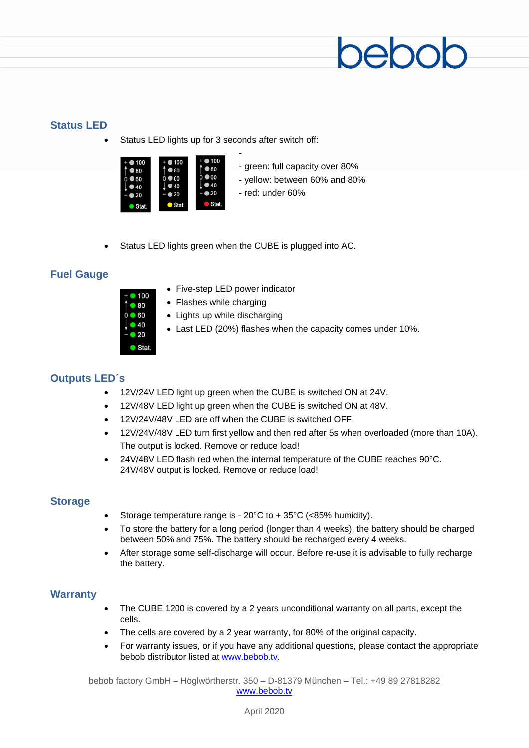## Status LED

- Status LED lights up for 3 seconds after switch off:

  -
  - green: full capacity over 80%
  - yellow: between 60% and 80%
  - red: under 60%

- Status LED lights green when the CUBE is plugged into AC.

## Fuel Gauge

- Five-step LED power indicator
- Flashes while charging
- Lights up while discharging
- Last LED (20%) flashes when the capacity comes under 10%.

## Outputs LED´s

- 12V/24V LED light up green when the CUBE is switched ON at 24V.
- 12V/48V LED light up green when the CUBE is switched ON at 48V.
- 12V/24V/48V LED are off when the CUBE is switched OFF.
- 12V/24V/48V LED turn first yellow and then red after 5s when overloaded (more than 10A). The output is locked. Remove or reduce load!
- 24V/48V LED flash red when the internal temperature of the CUBE reaches 90°C. 24V/48V output is locked. Remove or reduce load!

## Storage

- Storage temperature range is - 20°C to + 35°C (<85% humidity).
- To store the battery for a long period (longer than 4 weeks), the battery should be charged between 50% and 75%. The battery should be recharged every 4 weeks.
- After storage some self-discharge will occur. Before re-use it is advisable to fully recharge the battery.

## Warranty

- The CUBE 1200 is covered by a 2 years unconditional warranty on all parts, except the cells.
- The cells are covered by a 2 year warranty, for 80% of the original capacity.
- For warranty issues, or if you have any additional questions, please contact the appropriate bebob distributor listed at www.bebob.tv.

bebob factory GmbH – Höglwörtherstr. 350 – D-81379 München – Tel.: +49 89 27818282
www.bebob.tv

April 2020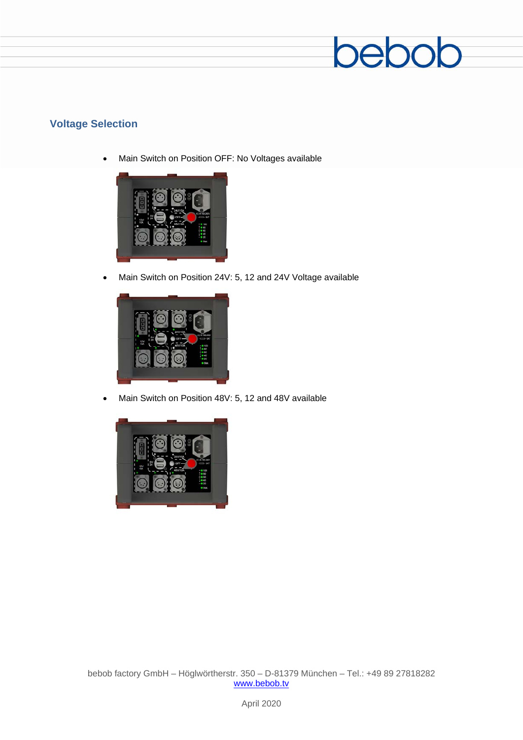## Voltage Selection

- Main Switch on Position OFF: No Voltages available
- Main Switch on Position 24V: 5, 12 and 24V Voltage available
- Main Switch on Position 48V: 5, 12 and 48V available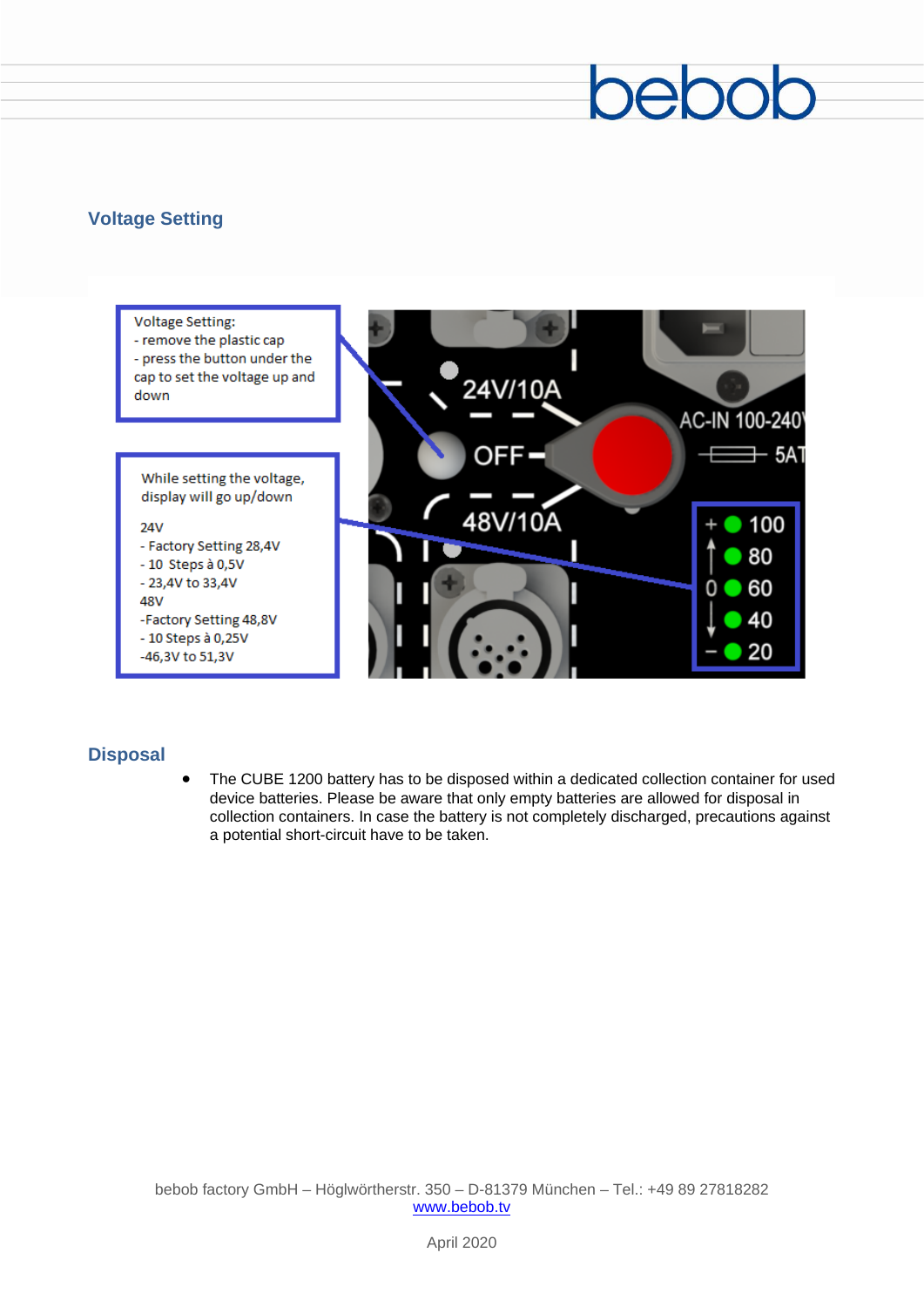## Voltage Setting

Voltage Setting:
- remove the plastic cap
- press the button under the cap to set the voltage up and down

While setting the voltage, display will go up/down

24V
- Factory Setting 28,4V
- 10 Steps à 0,5V
- 23,4V to 33,4V

48V
-Factory Setting 48,8V
- 10 Steps à 0,25V
-46,3V to 51,3V

## Disposal

- The CUBE 1200 battery has to be disposed within a dedicated collection container for used device batteries. Please be aware that only empty batteries are allowed for disposal in collection containers. In case the battery is not completely discharged, precautions against a potential short-circuit have to be taken.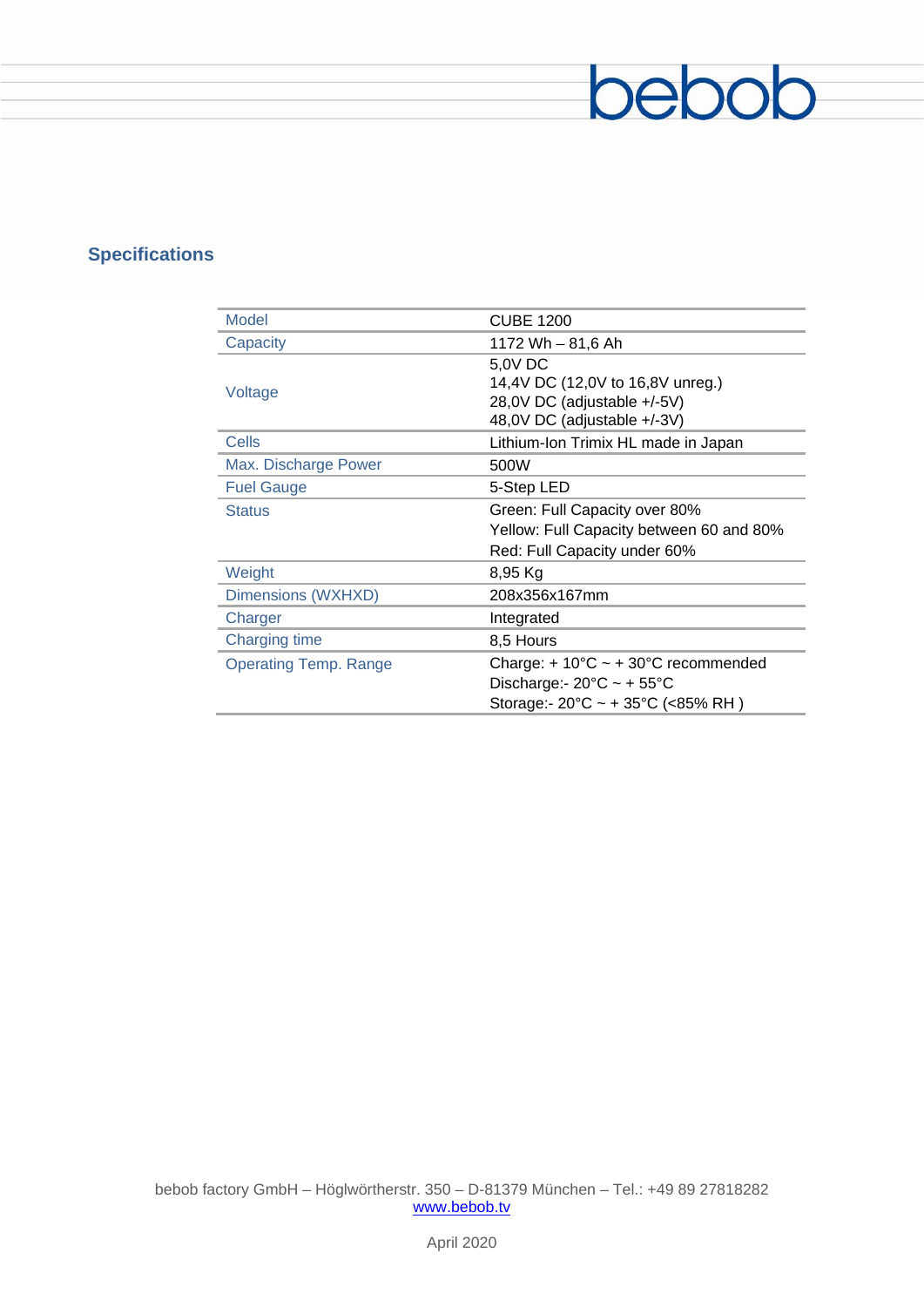## Specifications

| Model | CUBE 1200 |
|---|---|
| Capacity | 1172 Wh – 81,6 Ah |
| Voltage | 5,0V DC<br>14,4V DC (12,0V to 16,8V unreg.)<br>28,0V DC (adjustable +/-5V)<br>48,0V DC (adjustable +/-3V) |
| Cells | Lithium-Ion Trimix HL made in Japan |
| Max. Discharge Power | 500W |
| Fuel Gauge | 5-Step LED |
| Status | Green: Full Capacity over 80%<br>Yellow: Full Capacity between 60 and 80%<br>Red: Full Capacity under 60% |
| Weight | 8,95 Kg |
| Dimensions (WXHXD) | 208x356x167mm |
| Charger | Integrated |
| Charging time | 8,5 Hours |
| Operating Temp. Range | Charge: + 10°C ~ + 30°C recommended<br>Discharge:- 20°C ~ + 55°C<br>Storage:- 20°C ~ + 35°C (<85% RH ) |

bebob factory GmbH – Höglwörtherstr. 350 – D-81379 München – Tel.: +49 89 27818282
www.bebob.tv

April 2020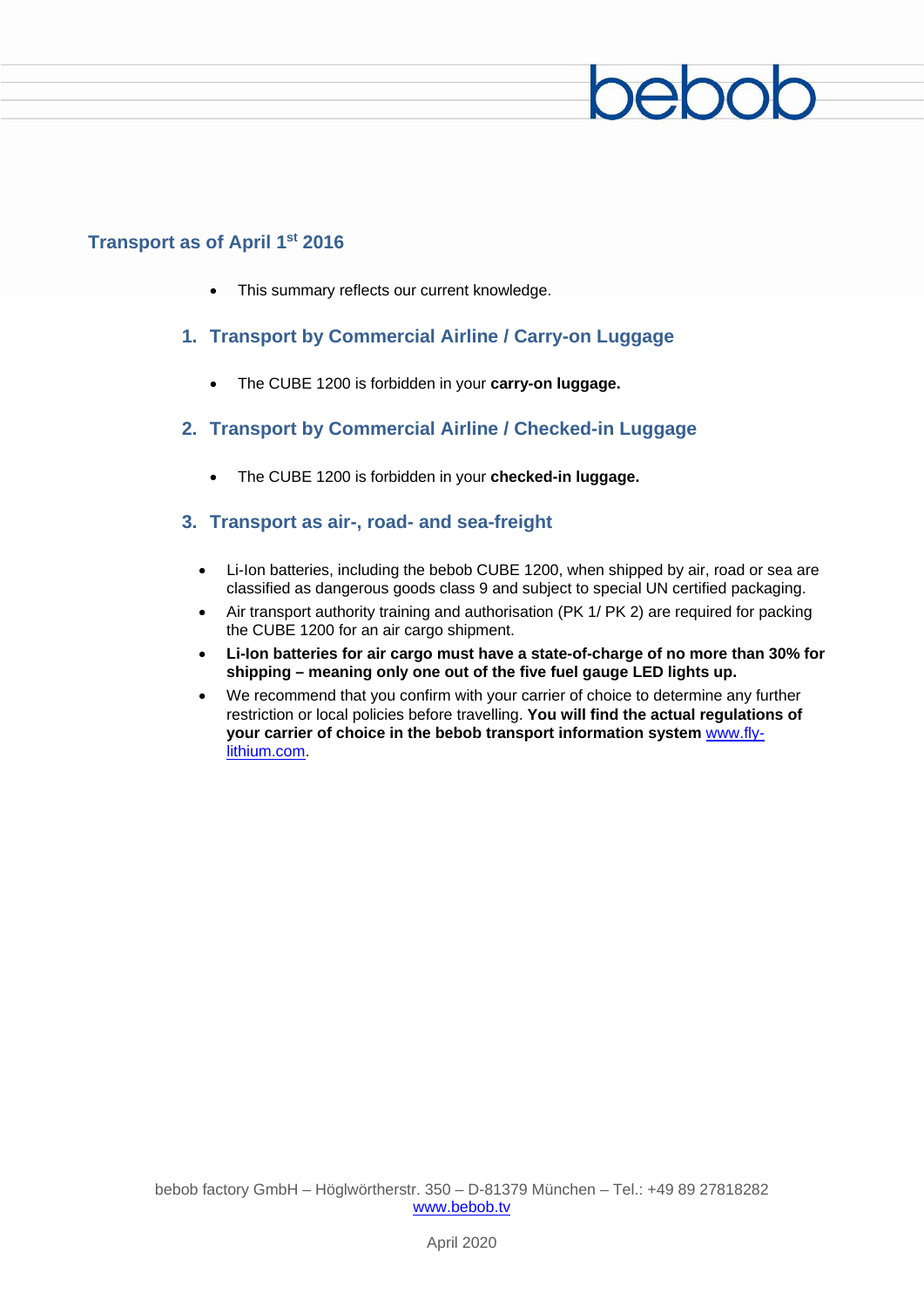## Transport as of April 1st 2016

- This summary reflects our current knowledge.

### 1. Transport by Commercial Airline / Carry-on Luggage

- The CUBE 1200 is forbidden in your **carry-on luggage.**

### 2. Transport by Commercial Airline / Checked-in Luggage

- The CUBE 1200 is forbidden in your **checked-in luggage.**

### 3. Transport as air-, road- and sea-freight

- Li-Ion batteries, including the bebob CUBE 1200, when shipped by air, road or sea are classified as dangerous goods class 9 and subject to special UN certified packaging.
- Air transport authority training and authorisation (PK 1/ PK 2) are required for packing the CUBE 1200 for an air cargo shipment.
- **Li-Ion batteries for air cargo must have a state-of-charge of no more than 30% for shipping – meaning only one out of the five fuel gauge LED lights up.**
- We recommend that you confirm with your carrier of choice to determine any further restriction or local policies before travelling. **You will find the actual regulations of your carrier of choice in the bebob transport information system** www.fly-lithium.com.

bebob factory GmbH – Höglwörtherstr. 350 – D-81379 München – Tel.: +49 89 27818282
www.bebob.tv

April 2020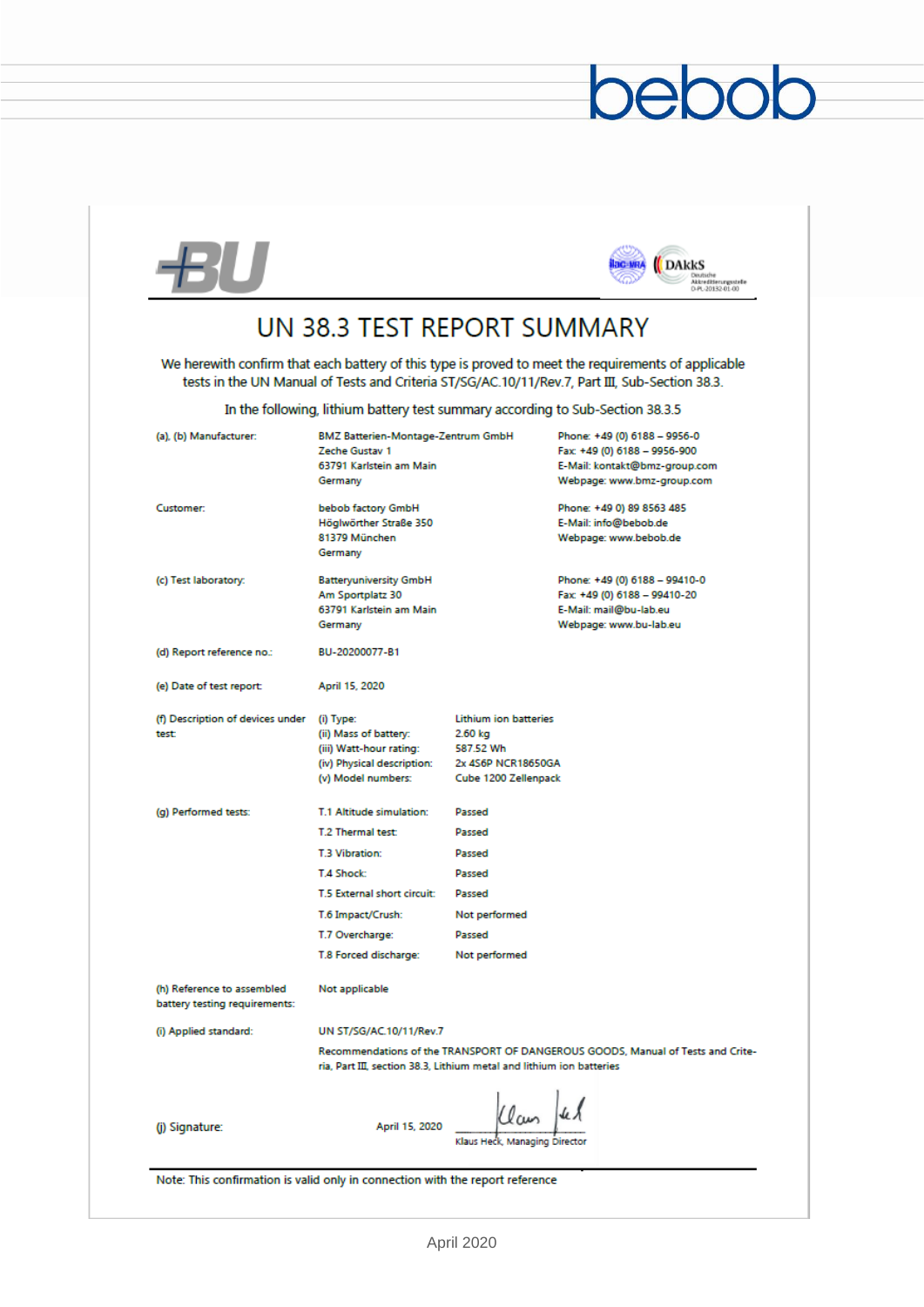# UN 38.3 TEST REPORT SUMMARY

We herewith confirm that each battery of this type is proved to meet the requirements of applicable tests in the UN Manual of Tests and Criteria ST/SG/AC.10/11/Rev.7, Part III, Sub-Section 38.3.

In the following, lithium battery test summary according to Sub-Section 38.3.5

| | | |
|---|---|---|
| (a), (b) Manufacturer: | BMZ Batterien-Montage-Zentrum GmbH<br>Zeche Gustav 1<br>63791 Karlstein am Main<br>Germany | Phone: +49 (0) 6188 – 9956-0<br>Fax: +49 (0) 6188 – 9956-900<br>E-Mail: kontakt@bmz-group.com<br>Webpage: www.bmz-group.com |
| Customer: | bebob factory GmbH<br>Höglwörther Straße 350<br>81379 München<br>Germany | Phone: +49 0) 89 8563 485<br>E-Mail: info@bebob.de<br>Webpage: www.bebob.de |
| (c) Test laboratory: | Batteryuniversity GmbH<br>Am Sportplatz 30<br>63791 Karlstein am Main<br>Germany | Phone: +49 (0) 6188 – 99410-0<br>Fax: +49 (0) 6188 – 99410-20<br>E-Mail: mail@bu-lab.eu<br>Webpage: www.bu-lab.eu |
| (d) Report reference no.: | BU-20200077-B1 | |
| (e) Date of test report: | April 15, 2020 | |

| | | |
|---|---|---|
| (f) Description of devices under test: | (i) Type: | Lithium ion batteries |
| | (ii) Mass of battery: | 2.60 kg |
| | (iii) Watt-hour rating: | 587.52 Wh |
| | (iv) Physical description: | 2x 4S6P NCR18650GA |
| | (v) Model numbers: | Cube 1200 Zellenpack |
| (g) Performed tests: | T.1 Altitude simulation: | Passed |
| | T.2 Thermal test: | Passed |
| | T.3 Vibration: | Passed |
| | T.4 Shock: | Passed |
| | T.5 External short circuit: | Passed |
| | T.6 Impact/Crush: | Not performed |
| | T.7 Overcharge: | Passed |
| | T.8 Forced discharge: | Not performed |
| (h) Reference to assembled battery testing requirements: | Not applicable | |
| (i) Applied standard: | UN ST/SG/AC.10/11/Rev.7<br>Recommendations of the TRANSPORT OF DANGEROUS GOODS, Manual of Tests and Criteria, Part III, section 38.3, Lithium metal and lithium ion batteries | |

(j) Signature: April 15, 2020 — Klaus Heck, Managing Director

Note: This confirmation is valid only in connection with the report reference

April 2020